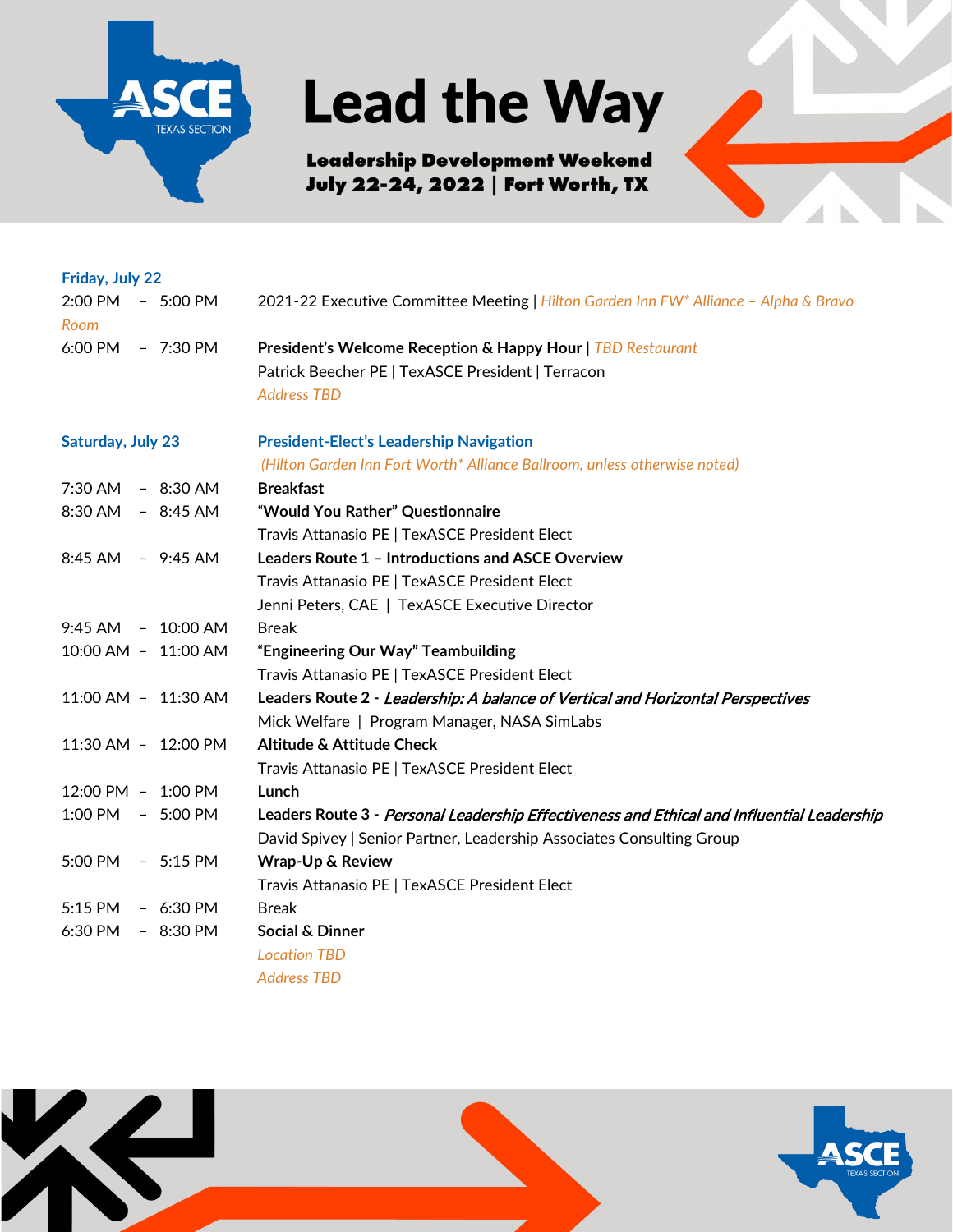# Lead the Way

**Leadership Development Weekend**
**July 22-24, 2022 | Fort Worth, TX**

## Friday, July 22

| Time | Event |
|---|---|
| 2:00 PM – 5:00 PM | 2021-22 Executive Committee Meeting \| *Hilton Garden Inn FW* Alliance – Alpha & Bravo Room* |
| 6:00 PM – 7:30 PM | **President's Welcome Reception & Happy Hour** \| *TBD Restaurant*<br>Patrick Beecher PE \| TexASCE President \| Terracon<br>*Address TBD* |

## Saturday, July 23

**President-Elect's Leadership Navigation**
*(Hilton Garden Inn Fort Worth* Alliance Ballroom, unless otherwise noted)*

| Time | Event |
|---|---|
| 7:30 AM – 8:30 AM | **Breakfast** |
| 8:30 AM – 8:45 AM | **"Would You Rather" Questionnaire**<br>Travis Attanasio PE \| TexASCE President Elect |
| 8:45 AM – 9:45 AM | **Leaders Route 1 – Introductions and ASCE Overview**<br>Travis Attanasio PE \| TexASCE President Elect<br>Jenni Peters, CAE \| TexASCE Executive Director |
| 9:45 AM – 10:00 AM | Break |
| 10:00 AM – 11:00 AM | **"Engineering Our Way" Teambuilding**<br>Travis Attanasio PE \| TexASCE President Elect |
| 11:00 AM – 11:30 AM | **Leaders Route 2 - *Leadership: A balance of Vertical and Horizontal Perspectives***<br>Mick Welfare \| Program Manager, NASA SimLabs |
| 11:30 AM – 12:00 PM | **Altitude & Attitude Check**<br>Travis Attanasio PE \| TexASCE President Elect |
| 12:00 PM – 1:00 PM | **Lunch** |
| 1:00 PM – 5:00 PM | **Leaders Route 3 - *Personal Leadership Effectiveness and Ethical and Influential Leadership***<br>David Spivey \| Senior Partner, Leadership Associates Consulting Group |
| 5:00 PM – 5:15 PM | **Wrap-Up & Review**<br>Travis Attanasio PE \| TexASCE President Elect |
| 5:15 PM – 6:30 PM | Break |
| 6:30 PM – 8:30 PM | **Social & Dinner**<br>*Location TBD*<br>*Address TBD* |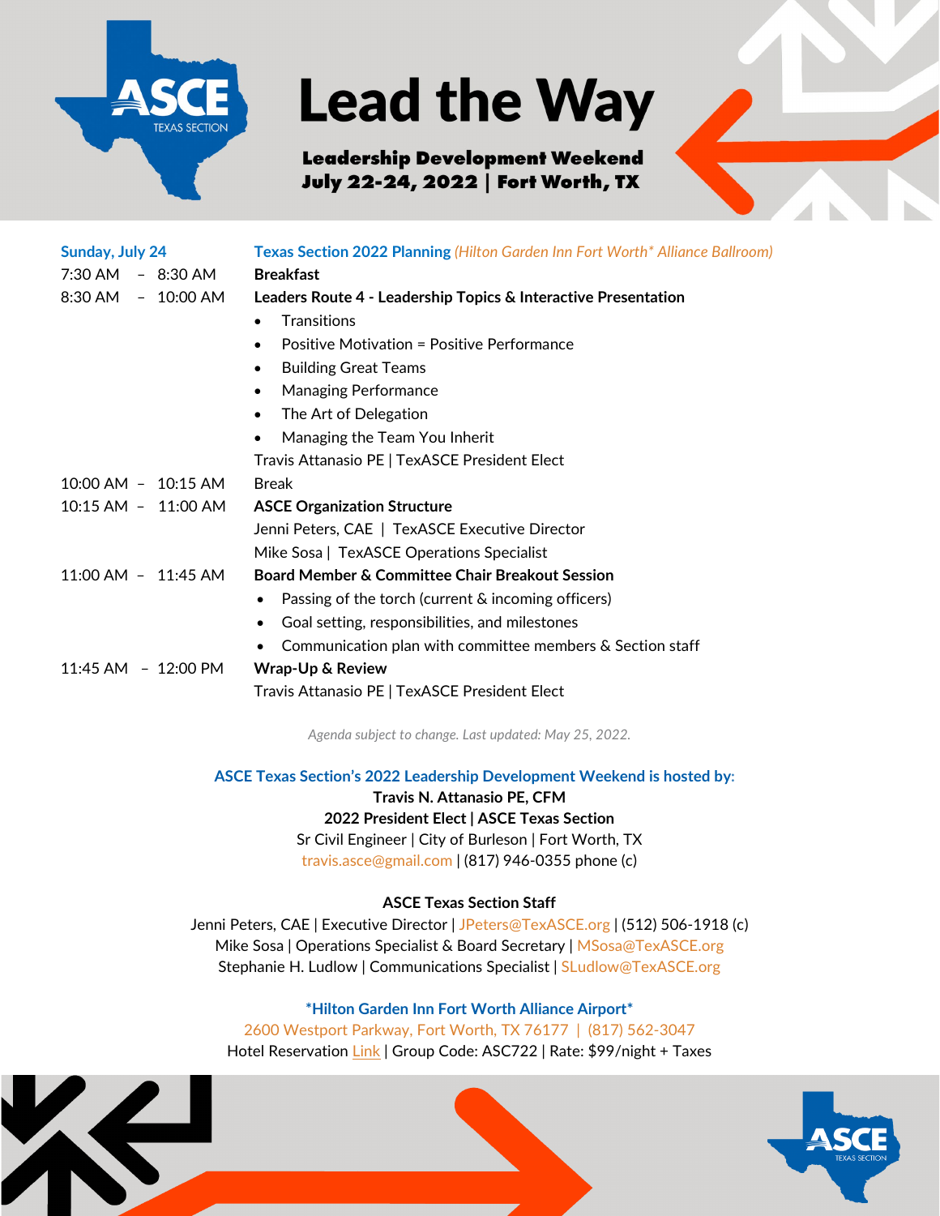# Lead the Way

**Leadership Development Weekend**
**July 22-24, 2022 | Fort Worth, TX**

| | |
|---|---|
| **Sunday, July 24** | **Texas Section 2022 Planning** *(Hilton Garden Inn Fort Worth* Alliance Ballroom)* |
| 7:30 AM – 8:30 AM | **Breakfast** |
| 8:30 AM – 10:00 AM | **Leaders Route 4 - Leadership Topics & Interactive Presentation**<br>• Transitions<br>• Positive Motivation = Positive Performance<br>• Building Great Teams<br>• Managing Performance<br>• The Art of Delegation<br>• Managing the Team You Inherit<br>Travis Attanasio PE \| TexASCE President Elect |
| 10:00 AM – 10:15 AM | Break |
| 10:15 AM – 11:00 AM | **ASCE Organization Structure**<br>Jenni Peters, CAE \| TexASCE Executive Director<br>Mike Sosa \| TexASCE Operations Specialist |
| 11:00 AM – 11:45 AM | **Board Member & Committee Chair Breakout Session**<br>• Passing of the torch (current & incoming officers)<br>• Goal setting, responsibilities, and milestones<br>• Communication plan with committee members & Section staff |
| 11:45 AM – 12:00 PM | **Wrap-Up & Review**<br>Travis Attanasio PE \| TexASCE President Elect |

*Agenda subject to change. Last updated: May 25, 2022.*

**ASCE Texas Section's 2022 Leadership Development Weekend is hosted by:**

**Travis N. Attanasio PE, CFM**
**2022 President Elect | ASCE Texas Section**
Sr Civil Engineer | City of Burleson | Fort Worth, TX
travis.asce@gmail.com | (817) 946-0355 phone (c)

**ASCE Texas Section Staff**

Jenni Peters, CAE | Executive Director | JPeters@TexASCE.org | (512) 506-1918 (c)
Mike Sosa | Operations Specialist & Board Secretary | MSosa@TexASCE.org
Stephanie H. Ludlow | Communications Specialist | SLudlow@TexASCE.org

**\*Hilton Garden Inn Fort Worth Alliance Airport\***
2600 Westport Parkway, Fort Worth, TX 76177 | (817) 562-3047
Hotel Reservation Link | Group Code: ASC722 | Rate: $99/night + Taxes